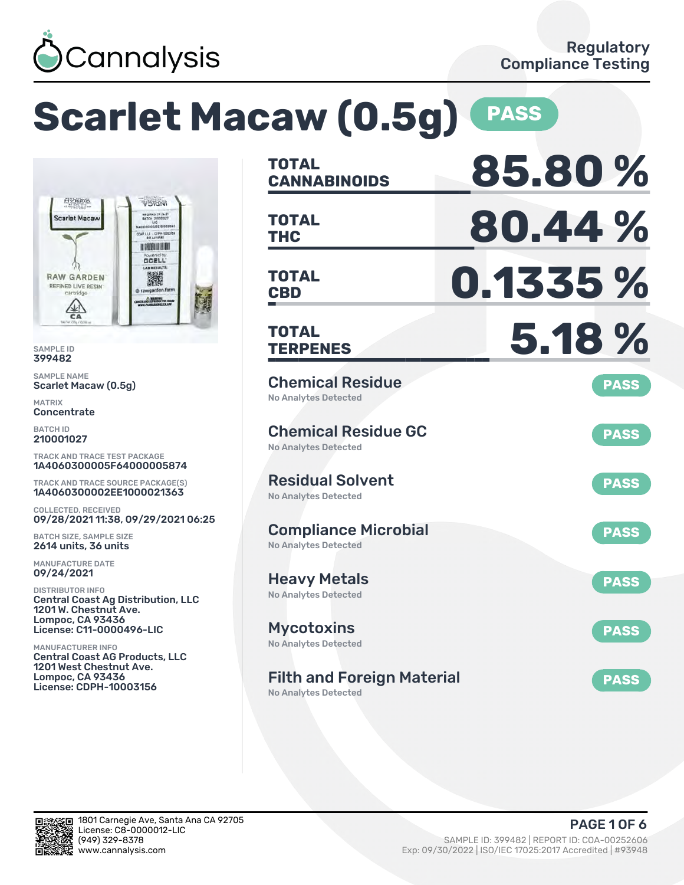Cannalysis

Regulatory Compliance Testing

# Scarlet Macaw (0.5g) PASS

SAMPLE ID
399482

SAMPLE NAME
Scarlet Macaw (0.5g)

MATRIX
Concentrate

BATCH ID
210001027

TRACK AND TRACE TEST PACKAGE
1A4060300005F64000005874

TRACK AND TRACE SOURCE PACKAGE(S)
1A4060300002EE1000021363

COLLECTED, RECEIVED
09/28/2021 11:38, 09/29/2021 06:25

BATCH SIZE, SAMPLE SIZE
2614 units, 36 units

MANUFACTURE DATE
09/24/2021

DISTRIBUTOR INFO
Central Coast Ag Distribution, LLC
1201 W. Chestnut Ave.
Lompoc, CA 93436
License: C11-0000496-LIC

MANUFACTURER INFO
Central Coast AG Products, LLC
1201 West Chestnut Ave.
Lompoc, CA 93436
License: CDPH-10003156

| | |
|---|---|
| **TOTAL CANNABINOIDS** | **85.80 %** |
| **TOTAL THC** | **80.44 %** |
| **TOTAL CBD** | **0.1335 %** |
| **TOTAL TERPENES** | **5.18 %** |

| Test | Result | Status |
|---|---|---|
| Chemical Residue | No Analytes Detected | PASS |
| Chemical Residue GC | No Analytes Detected | PASS |
| Residual Solvent | No Analytes Detected | PASS |
| Compliance Microbial | No Analytes Detected | PASS |
| Heavy Metals | No Analytes Detected | PASS |
| Mycotoxins | No Analytes Detected | PASS |
| Filth and Foreign Material | No Analytes Detected | PASS |

1801 Carnegie Ave, Santa Ana CA 92705
License: C8-0000012-LIC
(949) 329-8378
www.cannalysis.com

SAMPLE ID: 399482 | REPORT ID: COA-00252606
Exp: 09/30/2022 | ISO/IEC 17025:2017 Accredited | #93948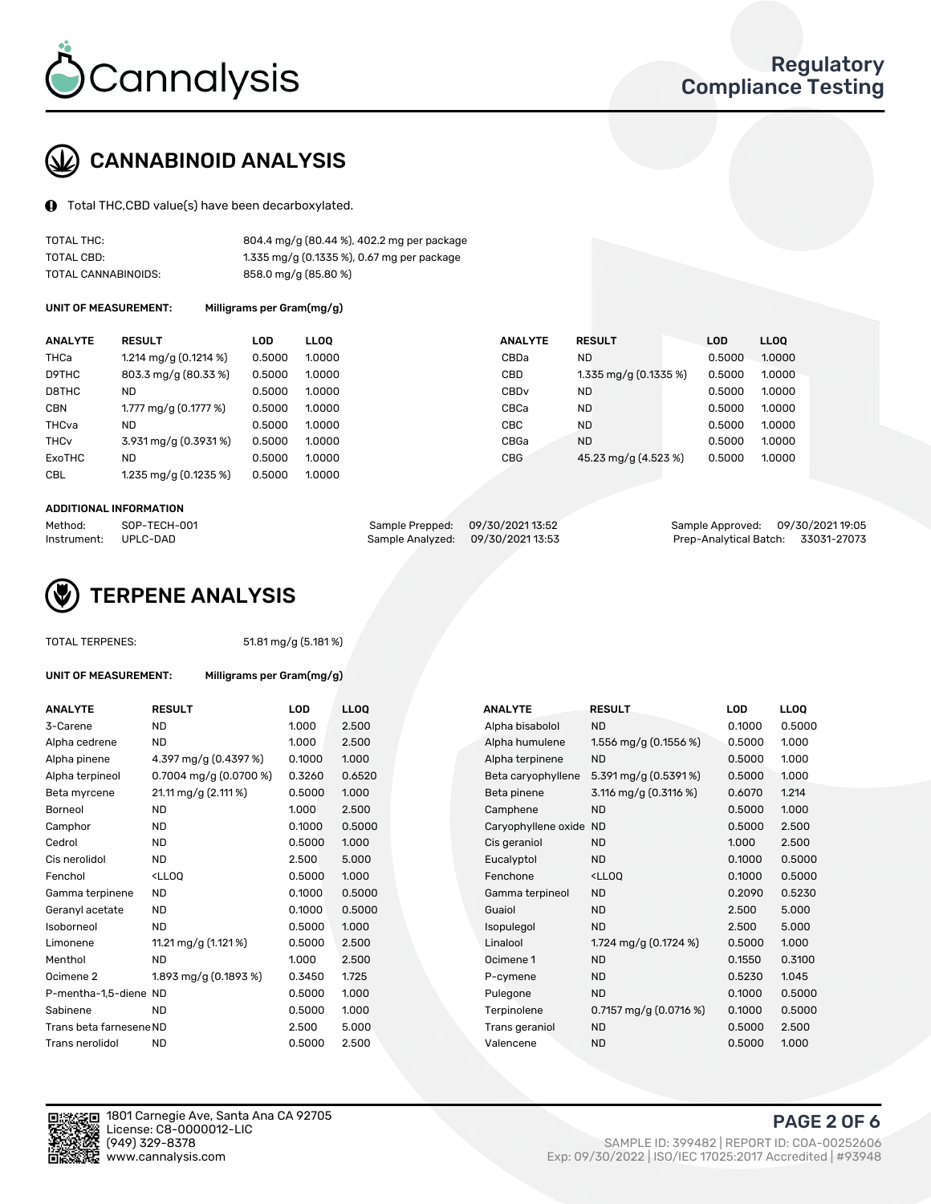# Regulatory Compliance Testing

## CANNABINOID ANALYSIS

Total THC,CBD value(s) have been decarboxylated.

| | |
|---|---|
| TOTAL THC: | 804.4 mg/g (80.44 %), 402.2 mg per package |
| TOTAL CBD: | 1.335 mg/g (0.1335 %), 0.67 mg per package |
| TOTAL CANNABINOIDS: | 858.0 mg/g (85.80 %) |

**UNIT OF MEASUREMENT:** Milligrams per Gram(mg/g)

| ANALYTE | RESULT | LOD | LLOQ |
|---|---|---|---|
| THCa | 1.214 mg/g (0.1214 %) | 0.5000 | 1.0000 |
| D9THC | 803.3 mg/g (80.33 %) | 0.5000 | 1.0000 |
| D8THC | ND | 0.5000 | 1.0000 |
| CBN | 1.777 mg/g (0.1777 %) | 0.5000 | 1.0000 |
| THCva | ND | 0.5000 | 1.0000 |
| THCv | 3.931 mg/g (0.3931 %) | 0.5000 | 1.0000 |
| ExoTHC | ND | 0.5000 | 1.0000 |
| CBL | 1.235 mg/g (0.1235 %) | 0.5000 | 1.0000 |
| CBDa | ND | 0.5000 | 1.0000 |
| CBD | 1.335 mg/g (0.1335 %) | 0.5000 | 1.0000 |
| CBDv | ND | 0.5000 | 1.0000 |
| CBCa | ND | 0.5000 | 1.0000 |
| CBC | ND | 0.5000 | 1.0000 |
| CBGa | ND | 0.5000 | 1.0000 |
| CBG | 45.23 mg/g (4.523 %) | 0.5000 | 1.0000 |

**ADDITIONAL INFORMATION**

| | | | | | |
|---|---|---|---|---|---|
| Method: | SOP-TECH-001 | Sample Prepped: | 09/30/2021 13:52 | Sample Approved: | 09/30/2021 19:05 |
| Instrument: | UPLC-DAD | Sample Analyzed: | 09/30/2021 13:53 | Prep-Analytical Batch: | 33031-27073 |

## TERPENE ANALYSIS

TOTAL TERPENES: 51.81 mg/g (5.181 %)

**UNIT OF MEASUREMENT:** Milligrams per Gram(mg/g)

| ANALYTE | RESULT | LOD | LLOQ |
|---|---|---|---|
| 3-Carene | ND | 1.000 | 2.500 |
| Alpha cedrene | ND | 1.000 | 2.500 |
| Alpha pinene | 4.397 mg/g (0.4397 %) | 0.1000 | 1.000 |
| Alpha terpineol | 0.7004 mg/g (0.0700 %) | 0.3260 | 0.6520 |
| Beta myrcene | 21.11 mg/g (2.111 %) | 0.5000 | 1.000 |
| Borneol | ND | 1.000 | 2.500 |
| Camphor | ND | 0.1000 | 0.5000 |
| Cedrol | ND | 0.5000 | 1.000 |
| Cis nerolidol | ND | 2.500 | 5.000 |
| Fenchol | <LLOQ | 0.5000 | 1.000 |
| Gamma terpinene | ND | 0.1000 | 0.5000 |
| Geranyl acetate | ND | 0.1000 | 0.5000 |
| Isoborneol | ND | 0.5000 | 1.000 |
| Limonene | 11.21 mg/g (1.121 %) | 0.5000 | 2.500 |
| Menthol | ND | 1.000 | 2.500 |
| Ocimene 2 | 1.893 mg/g (0.1893 %) | 0.3450 | 1.725 |
| P-mentha-1,5-diene | ND | 0.5000 | 1.000 |
| Sabinene | ND | 0.5000 | 1.000 |
| Trans beta farnesene | ND | 2.500 | 5.000 |
| Trans nerolidol | ND | 0.5000 | 2.500 |
| Alpha bisabolol | ND | 0.1000 | 0.5000 |
| Alpha humulene | 1.556 mg/g (0.1556 %) | 0.5000 | 1.000 |
| Alpha terpinene | ND | 0.5000 | 1.000 |
| Beta caryophyllene | 5.391 mg/g (0.5391 %) | 0.5000 | 1.000 |
| Beta pinene | 3.116 mg/g (0.3116 %) | 0.6070 | 1.214 |
| Camphene | ND | 0.5000 | 1.000 |
| Caryophyllene oxide | ND | 0.5000 | 2.500 |
| Cis geraniol | ND | 1.000 | 2.500 |
| Eucalyptol | ND | 0.1000 | 0.5000 |
| Fenchone | <LLOQ | 0.1000 | 0.5000 |
| Gamma terpineol | ND | 0.2090 | 0.5230 |
| Guaiol | ND | 2.500 | 5.000 |
| Isopulegol | ND | 2.500 | 5.000 |
| Linalool | 1.724 mg/g (0.1724 %) | 0.5000 | 1.000 |
| Ocimene 1 | ND | 0.1550 | 0.3100 |
| P-cymene | ND | 0.5230 | 1.045 |
| Pulegone | ND | 0.1000 | 0.5000 |
| Terpinolene | 0.7157 mg/g (0.0716 %) | 0.1000 | 0.5000 |
| Trans geraniol | ND | 0.5000 | 2.500 |
| Valencene | ND | 0.5000 | 1.000 |

1801 Carnegie Ave, Santa Ana CA 92705
License: C8-0000012-LIC
(949) 329-8378
www.cannalysis.com

SAMPLE ID: 399482 | REPORT ID: COA-00252606
Exp: 09/30/2022 | ISO/IEC 17025:2017 Accredited | #93948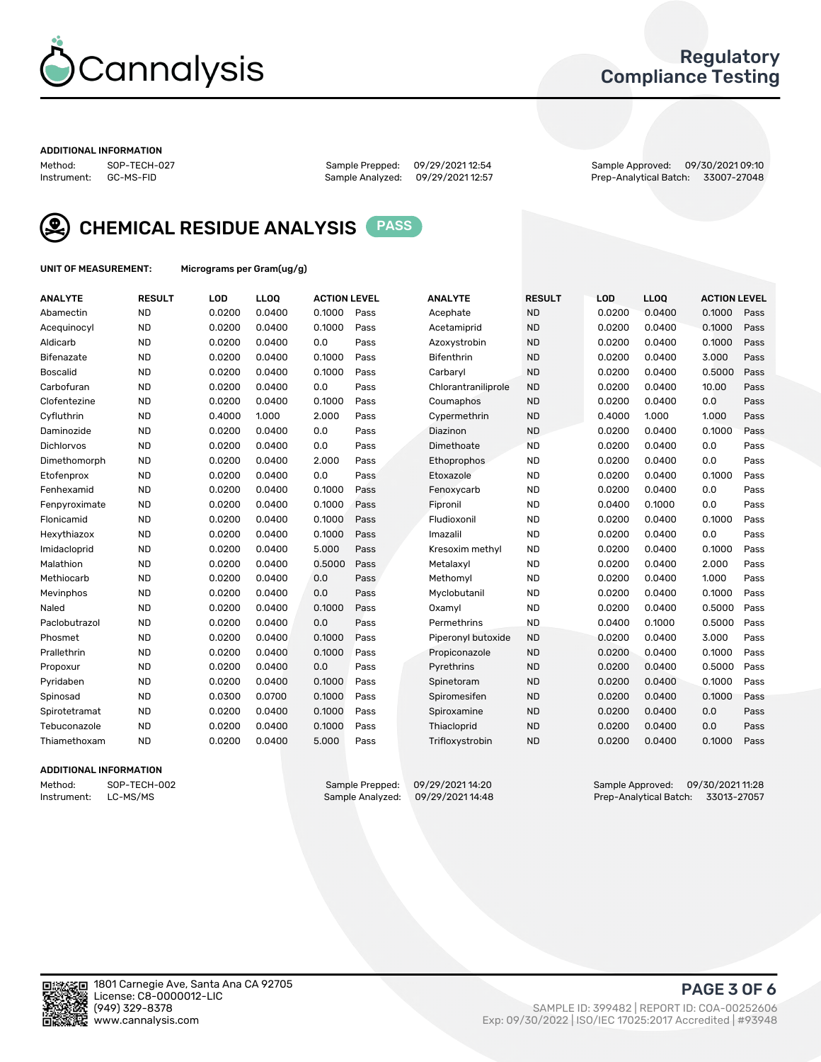# Cannalysis

## Regulatory Compliance Testing

**ADDITIONAL INFORMATION**

Method: SOP-TECH-027
Instrument: GC-MS-FID
Sample Prepped: 09/29/2021 12:54
Sample Analyzed: 09/29/2021 12:57
Sample Approved: 09/30/2021 09:10
Prep-Analytical Batch: 33007-27048

## CHEMICAL RESIDUE ANALYSIS PASS

**UNIT OF MEASUREMENT:** Micrograms per Gram(ug/g)

| ANALYTE | RESULT | LOD | LLOQ | ACTION LEVEL | | ANALYTE | RESULT | LOD | LLOQ | ACTION LEVEL | |
|---|---|---|---|---|---|---|---|---|---|---|---|
| Abamectin | ND | 0.0200 | 0.0400 | 0.1000 | Pass | Acephate | ND | 0.0200 | 0.0400 | 0.1000 | Pass |
| Acequinocyl | ND | 0.0200 | 0.0400 | 0.1000 | Pass | Acetamiprid | ND | 0.0200 | 0.0400 | 0.1000 | Pass |
| Aldicarb | ND | 0.0200 | 0.0400 | 0.0 | Pass | Azoxystrobin | ND | 0.0200 | 0.0400 | 0.1000 | Pass |
| Bifenazate | ND | 0.0200 | 0.0400 | 0.1000 | Pass | Bifenthrin | ND | 0.0200 | 0.0400 | 3.000 | Pass |
| Boscalid | ND | 0.0200 | 0.0400 | 0.1000 | Pass | Carbaryl | ND | 0.0200 | 0.0400 | 0.5000 | Pass |
| Carbofuran | ND | 0.0200 | 0.0400 | 0.0 | Pass | Chlorantraniliprole | ND | 0.0200 | 0.0400 | 10.00 | Pass |
| Clofentezine | ND | 0.0200 | 0.0400 | 0.1000 | Pass | Coumaphos | ND | 0.0200 | 0.0400 | 0.0 | Pass |
| Cyfluthrin | ND | 0.4000 | 1.000 | 2.000 | Pass | Cypermethrin | ND | 0.4000 | 1.000 | 1.000 | Pass |
| Daminozide | ND | 0.0200 | 0.0400 | 0.0 | Pass | Diazinon | ND | 0.0200 | 0.0400 | 0.1000 | Pass |
| Dichlorvos | ND | 0.0200 | 0.0400 | 0.0 | Pass | Dimethoate | ND | 0.0200 | 0.0400 | 0.0 | Pass |
| Dimethomorph | ND | 0.0200 | 0.0400 | 2.000 | Pass | Ethoprophos | ND | 0.0200 | 0.0400 | 0.0 | Pass |
| Etofenprox | ND | 0.0200 | 0.0400 | 0.0 | Pass | Etoxazole | ND | 0.0200 | 0.0400 | 0.1000 | Pass |
| Fenhexamid | ND | 0.0200 | 0.0400 | 0.1000 | Pass | Fenoxycarb | ND | 0.0200 | 0.0400 | 0.0 | Pass |
| Fenpyroximate | ND | 0.0200 | 0.0400 | 0.1000 | Pass | Fipronil | ND | 0.0400 | 0.1000 | 0.0 | Pass |
| Flonicamid | ND | 0.0200 | 0.0400 | 0.1000 | Pass | Fludioxonil | ND | 0.0200 | 0.0400 | 0.1000 | Pass |
| Hexythiazox | ND | 0.0200 | 0.0400 | 0.1000 | Pass | Imazalil | ND | 0.0200 | 0.0400 | 0.0 | Pass |
| Imidacloprid | ND | 0.0200 | 0.0400 | 5.000 | Pass | Kresoxim methyl | ND | 0.0200 | 0.0400 | 0.1000 | Pass |
| Malathion | ND | 0.0200 | 0.0400 | 0.5000 | Pass | Metalaxyl | ND | 0.0200 | 0.0400 | 2.000 | Pass |
| Methiocarb | ND | 0.0200 | 0.0400 | 0.0 | Pass | Methomyl | ND | 0.0200 | 0.0400 | 1.000 | Pass |
| Mevinphos | ND | 0.0200 | 0.0400 | 0.0 | Pass | Myclobutanil | ND | 0.0200 | 0.0400 | 0.1000 | Pass |
| Naled | ND | 0.0200 | 0.0400 | 0.1000 | Pass | Oxamyl | ND | 0.0200 | 0.0400 | 0.5000 | Pass |
| Paclobutrazol | ND | 0.0200 | 0.0400 | 0.0 | Pass | Permethrins | ND | 0.0400 | 0.1000 | 0.5000 | Pass |
| Phosmet | ND | 0.0200 | 0.0400 | 0.1000 | Pass | Piperonyl butoxide | ND | 0.0200 | 0.0400 | 3.000 | Pass |
| Prallethrin | ND | 0.0200 | 0.0400 | 0.1000 | Pass | Propiconazole | ND | 0.0200 | 0.0400 | 0.1000 | Pass |
| Propoxur | ND | 0.0200 | 0.0400 | 0.0 | Pass | Pyrethrins | ND | 0.0200 | 0.0400 | 0.5000 | Pass |
| Pyridaben | ND | 0.0200 | 0.0400 | 0.1000 | Pass | Spinetoram | ND | 0.0200 | 0.0400 | 0.1000 | Pass |
| Spinosad | ND | 0.0300 | 0.0700 | 0.1000 | Pass | Spiromesifen | ND | 0.0200 | 0.0400 | 0.1000 | Pass |
| Spirotetramat | ND | 0.0200 | 0.0400 | 0.1000 | Pass | Spiroxamine | ND | 0.0200 | 0.0400 | 0.0 | Pass |
| Tebuconazole | ND | 0.0200 | 0.0400 | 0.1000 | Pass | Thiacloprid | ND | 0.0200 | 0.0400 | 0.0 | Pass |
| Thiamethoxam | ND | 0.0200 | 0.0400 | 5.000 | Pass | Trifloxystrobin | ND | 0.0200 | 0.0400 | 0.1000 | Pass |

**ADDITIONAL INFORMATION**

Method: SOP-TECH-002
Instrument: LC-MS/MS
Sample Prepped: 09/29/2021 14:20
Sample Analyzed: 09/29/2021 14:48
Sample Approved: 09/30/2021 11:28
Prep-Analytical Batch: 33013-27057

1801 Carnegie Ave, Santa Ana CA 92705
License: C8-0000012-LIC
(949) 329-8378
www.cannalysis.com

SAMPLE ID: 399482 | REPORT ID: COA-00252606
Exp: 09/30/2022 | ISO/IEC 17025:2017 Accredited | #93948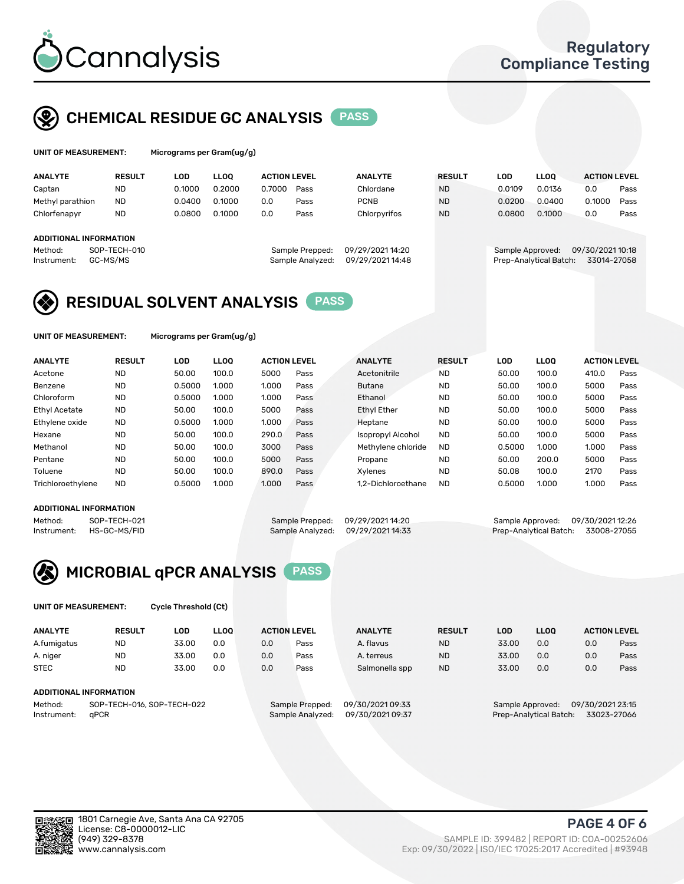# Cannalysis

Regulatory Compliance Testing

## CHEMICAL RESIDUE GC ANALYSIS PASS

**UNIT OF MEASUREMENT:** Micrograms per Gram(ug/g)

| ANALYTE | RESULT | LOD | LLOQ | ACTION LEVEL | | ANALYTE | RESULT | LOD | LLOQ | ACTION LEVEL | |
|---|---|---|---|---|---|---|---|---|---|---|---|
| Captan | ND | 0.1000 | 0.2000 | 0.7000 | Pass | Chlordane | ND | 0.0109 | 0.0136 | 0.0 | Pass |
| Methyl parathion | ND | 0.0400 | 0.1000 | 0.0 | Pass | PCNB | ND | 0.0200 | 0.0400 | 0.1000 | Pass |
| Chlorfenapyr | ND | 0.0800 | 0.1000 | 0.0 | Pass | Chlorpyrifos | ND | 0.0800 | 0.1000 | 0.0 | Pass |

**ADDITIONAL INFORMATION**

Method: SOP-TECH-010
Instrument: GC-MS/MS

Sample Prepped: 09/29/2021 14:20
Sample Analyzed: 09/29/2021 14:48

Sample Approved: 09/30/2021 10:18
Prep-Analytical Batch: 33014-27058

## RESIDUAL SOLVENT ANALYSIS PASS

**UNIT OF MEASUREMENT:** Micrograms per Gram(ug/g)

| ANALYTE | RESULT | LOD | LLOQ | ACTION LEVEL | | ANALYTE | RESULT | LOD | LLOQ | ACTION LEVEL | |
|---|---|---|---|---|---|---|---|---|---|---|---|
| Acetone | ND | 50.00 | 100.0 | 5000 | Pass | Acetonitrile | ND | 50.00 | 100.0 | 410.0 | Pass |
| Benzene | ND | 0.5000 | 1.000 | 1.000 | Pass | Butane | ND | 50.00 | 100.0 | 5000 | Pass |
| Chloroform | ND | 0.5000 | 1.000 | 1.000 | Pass | Ethanol | ND | 50.00 | 100.0 | 5000 | Pass |
| Ethyl Acetate | ND | 50.00 | 100.0 | 5000 | Pass | Ethyl Ether | ND | 50.00 | 100.0 | 5000 | Pass |
| Ethylene oxide | ND | 0.5000 | 1.000 | 1.000 | Pass | Heptane | ND | 50.00 | 100.0 | 5000 | Pass |
| Hexane | ND | 50.00 | 100.0 | 290.0 | Pass | Isopropyl Alcohol | ND | 50.00 | 100.0 | 5000 | Pass |
| Methanol | ND | 50.00 | 100.0 | 3000 | Pass | Methylene chloride | ND | 0.5000 | 1.000 | 1.000 | Pass |
| Pentane | ND | 50.00 | 100.0 | 5000 | Pass | Propane | ND | 50.00 | 200.0 | 5000 | Pass |
| Toluene | ND | 50.00 | 100.0 | 890.0 | Pass | Xylenes | ND | 50.08 | 100.0 | 2170 | Pass |
| Trichloroethylene | ND | 0.5000 | 1.000 | 1.000 | Pass | 1,2-Dichloroethane | ND | 0.5000 | 1.000 | 1.000 | Pass |

**ADDITIONAL INFORMATION**

Method: SOP-TECH-021
Instrument: HS-GC-MS/FID

Sample Prepped: 09/29/2021 14:20
Sample Analyzed: 09/29/2021 14:33

Sample Approved: 09/30/2021 12:26
Prep-Analytical Batch: 33008-27055

## MICROBIAL qPCR ANALYSIS PASS

**UNIT OF MEASUREMENT:** Cycle Threshold (Ct)

| ANALYTE | RESULT | LOD | LLOQ | ACTION LEVEL | | ANALYTE | RESULT | LOD | LLOQ | ACTION LEVEL | |
|---|---|---|---|---|---|---|---|---|---|---|---|
| A.fumigatus | ND | 33.00 | 0.0 | 0.0 | Pass | A. flavus | ND | 33.00 | 0.0 | 0.0 | Pass |
| A. niger | ND | 33.00 | 0.0 | 0.0 | Pass | A. terreus | ND | 33.00 | 0.0 | 0.0 | Pass |
| STEC | ND | 33.00 | 0.0 | 0.0 | Pass | Salmonella spp | ND | 33.00 | 0.0 | 0.0 | Pass |

**ADDITIONAL INFORMATION**

Method: SOP-TECH-016, SOP-TECH-022
Instrument: qPCR

Sample Prepped: 09/30/2021 09:33
Sample Analyzed: 09/30/2021 09:37

Sample Approved: 09/30/2021 23:15
Prep-Analytical Batch: 33023-27066

1801 Carnegie Ave, Santa Ana CA 92705
License: C8-0000012-LIC
(949) 329-8378
www.cannalysis.com

SAMPLE ID: 399482 | REPORT ID: COA-00252606
Exp: 09/30/2022 | ISO/IEC 17025:2017 Accredited | #93948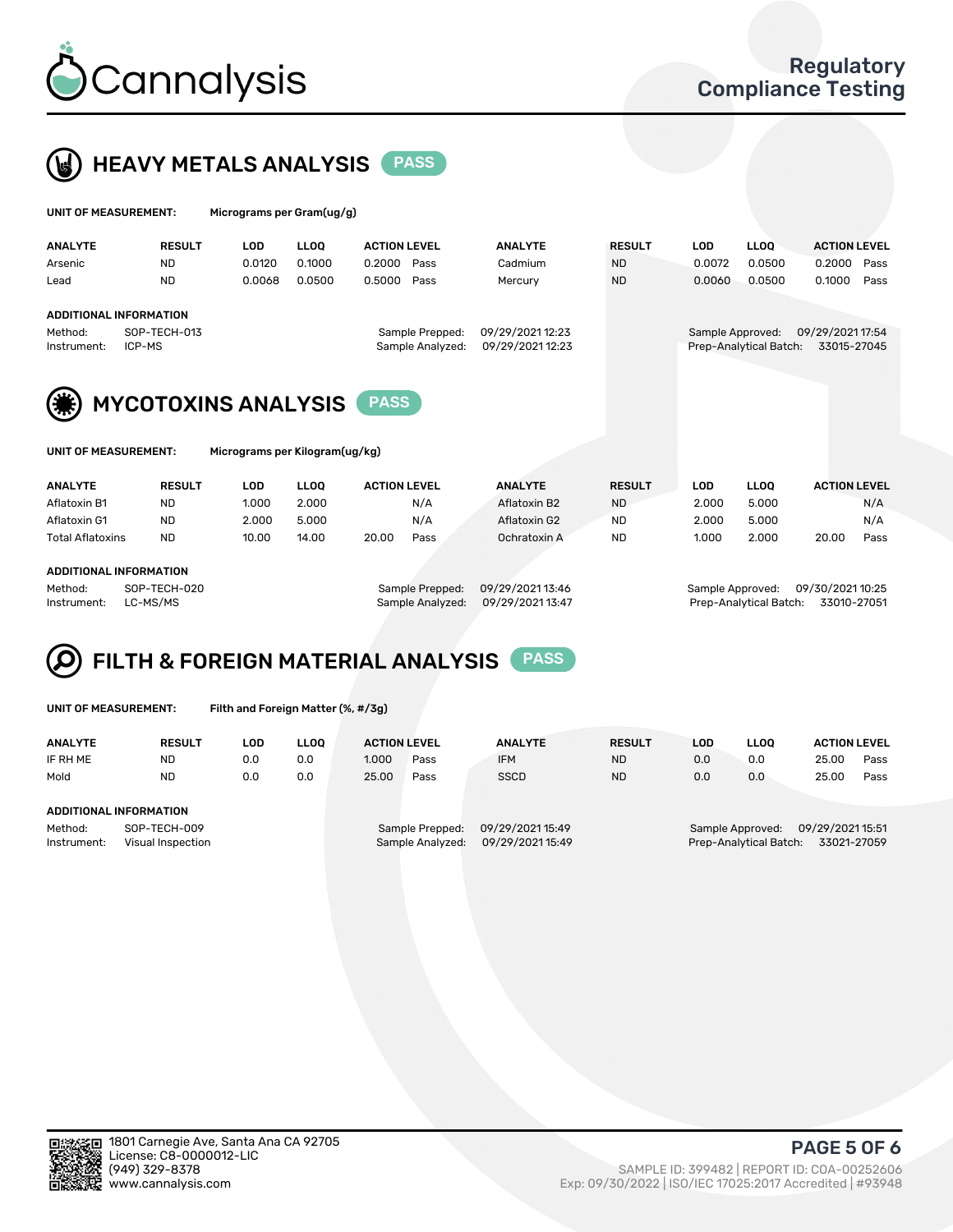# Cannalysis

Regulatory Compliance Testing

## HEAVY METALS ANALYSIS PASS

**UNIT OF MEASUREMENT:** Micrograms per Gram(ug/g)

| ANALYTE | RESULT | LOD | LLOQ | ACTION LEVEL | | ANALYTE | RESULT | LOD | LLOQ | ACTION LEVEL | |
|---|---|---|---|---|---|---|---|---|---|---|---|
| Arsenic | ND | 0.0120 | 0.1000 | 0.2000 | Pass | Cadmium | ND | 0.0072 | 0.0500 | 0.2000 | Pass |
| Lead | ND | 0.0068 | 0.0500 | 0.5000 | Pass | Mercury | ND | 0.0060 | 0.0500 | 0.1000 | Pass |

**ADDITIONAL INFORMATION**

Method: SOP-TECH-013
Instrument: ICP-MS
Sample Prepped: 09/29/2021 12:23
Sample Analyzed: 09/29/2021 12:23
Sample Approved: 09/29/2021 17:54
Prep-Analytical Batch: 33015-27045

## MYCOTOXINS ANALYSIS PASS

**UNIT OF MEASUREMENT:** Micrograms per Kilogram(ug/kg)

| ANALYTE | RESULT | LOD | LLOQ | ACTION LEVEL | | ANALYTE | RESULT | LOD | LLOQ | ACTION LEVEL | |
|---|---|---|---|---|---|---|---|---|---|---|---|
| Aflatoxin B1 | ND | 1.000 | 2.000 | | N/A | Aflatoxin B2 | ND | 2.000 | 5.000 | | N/A |
| Aflatoxin G1 | ND | 2.000 | 5.000 | | N/A | Aflatoxin G2 | ND | 2.000 | 5.000 | | N/A |
| Total Aflatoxins | ND | 10.00 | 14.00 | 20.00 | Pass | Ochratoxin A | ND | 1.000 | 2.000 | 20.00 | Pass |

**ADDITIONAL INFORMATION**

Method: SOP-TECH-020
Instrument: LC-MS/MS
Sample Prepped: 09/29/2021 13:46
Sample Analyzed: 09/29/2021 13:47
Sample Approved: 09/30/2021 10:25
Prep-Analytical Batch: 33010-27051

## FILTH & FOREIGN MATERIAL ANALYSIS PASS

**UNIT OF MEASUREMENT:** Filth and Foreign Matter (%, #/3g)

| ANALYTE | RESULT | LOD | LLOQ | ACTION LEVEL | | ANALYTE | RESULT | LOD | LLOQ | ACTION LEVEL | |
|---|---|---|---|---|---|---|---|---|---|---|---|
| IF RH ME | ND | 0.0 | 0.0 | 1.000 | Pass | IFM | ND | 0.0 | 0.0 | 25.00 | Pass |
| Mold | ND | 0.0 | 0.0 | 25.00 | Pass | SSCD | ND | 0.0 | 0.0 | 25.00 | Pass |

**ADDITIONAL INFORMATION**

Method: SOP-TECH-009
Instrument: Visual Inspection
Sample Prepped: 09/29/2021 15:49
Sample Analyzed: 09/29/2021 15:49
Sample Approved: 09/29/2021 15:51
Prep-Analytical Batch: 33021-27059

1801 Carnegie Ave, Santa Ana CA 92705
License: C8-0000012-LIC
(949) 329-8378
www.cannalysis.com

SAMPLE ID: 399482 | REPORT ID: COA-00252606
Exp: 09/30/2022 | ISO/IEC 17025:2017 Accredited | #93948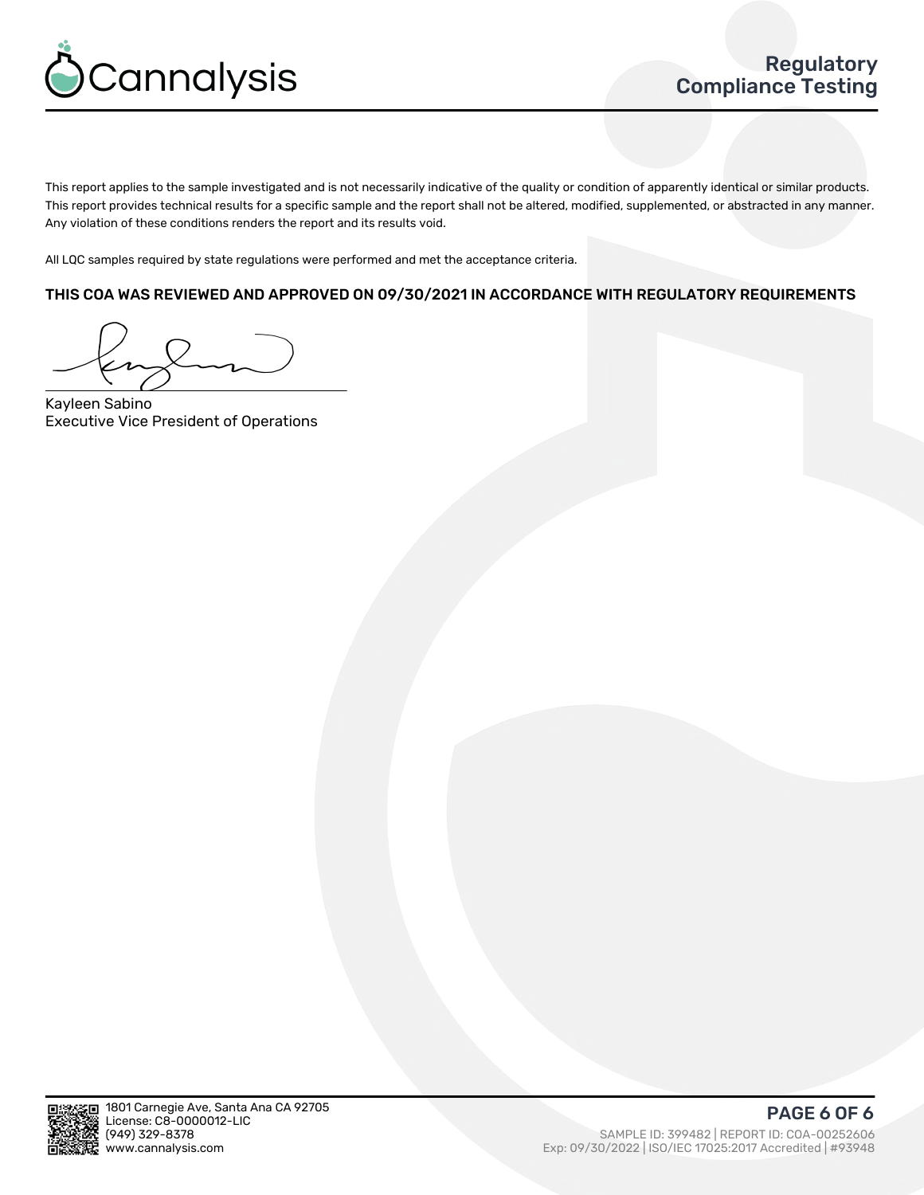This report applies to the sample investigated and is not necessarily indicative of the quality or condition of apparently identical or similar products. This report provides technical results for a specific sample and the report shall not be altered, modified, supplemented, or abstracted in any manner. Any violation of these conditions renders the report and its results void.

All LQC samples required by state regulations were performed and met the acceptance criteria.

**THIS COA WAS REVIEWED AND APPROVED ON 09/30/2021 IN ACCORDANCE WITH REGULATORY REQUIREMENTS**

Kayleen Sabino
Executive Vice President of Operations